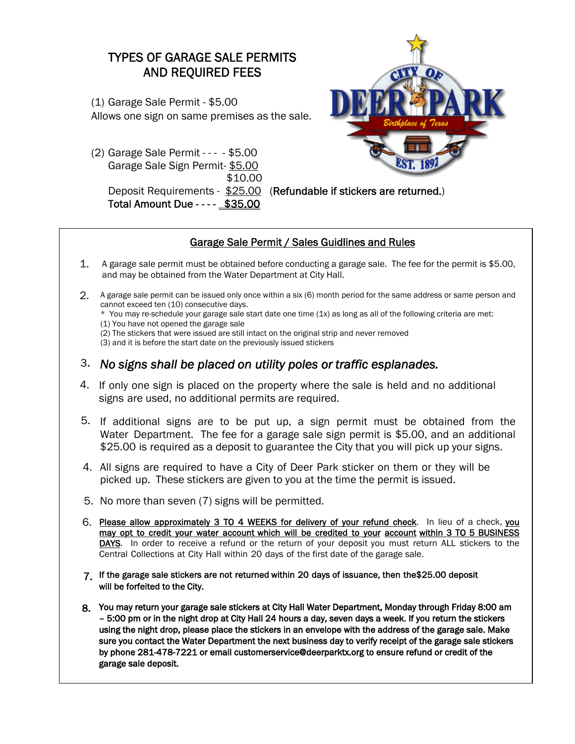# TYPES OF GARAGE SALE PERMITS AND REQUIRED FEES

(1) Garage Sale Permit - $5.00
Allows one sign on same premises as the sale.

(2) Garage Sale Permit - - - - $5.00
Garage Sale Sign Permit- $5.00
$10.00
Deposit Requirements - $25.00 (**Refundable if stickers are returned.**)
**Total Amount Due - - - - $35.00**

## Garage Sale Permit / Sales Guidlines and Rules

1. A garage sale permit must be obtained before conducting a garage sale. The fee for the permit is $5.00, and may be obtained from the Water Department at City Hall.

2. A garage sale permit can be issued only once within a six (6) month period for the same address or same person and cannot exceed ten (10) consecutive days.
   * You may re-schedule your garage sale start date one time (1x) as long as all of the following criteria are met:
   (1) You have not opened the garage sale
   (2) The stickers that were issued are still intact on the original strip and never removed
   (3) and it is before the start date on the previously issued stickers

3. ***No signs shall be placed on utility poles or traffic esplanades.***

4. If only one sign is placed on the property where the sale is held and no additional signs are used, no additional permits are required.

5. If additional signs are to be put up, a sign permit must be obtained from the Water Department. The fee for a garage sale sign permit is $5.00, and an additional $25.00 is required as a deposit to guarantee the City that you will pick up your signs.

4. All signs are required to have a City of Deer Park sticker on them or they will be picked up. These stickers are given to you at the time the permit is issued.

5. No more than seven (7) signs will be permitted.

6. <u>Please allow approximately 3 TO 4 WEEKS for delivery of your refund check</u>. In lieu of a check, <u>you may opt to credit your water account which will be credited to your account within 3 TO 5 BUSINESS DAYS</u>. In order to receive a refund or the return of your deposit you must return ALL stickers to the Central Collections at City Hall within 20 days of the first date of the garage sale.

7. **If the garage sale stickers are not returned within 20 days of issuance, then the$25.00 deposit will be forfeited to the City.**

8. **You may return your garage sale stickers at City Hall Water Department, Monday through Friday 8:00 am – 5:00 pm or in the night drop at City Hall 24 hours a day, seven days a week. If you return the stickers using the night drop, please place the stickers in an envelope with the address of the garage sale. Make sure you contact the Water Department the next business day to verify receipt of the garage sale stickers by phone 281-478-7221 or email customerservice@deerparktx.org to ensure refund or credit of the garage sale deposit.**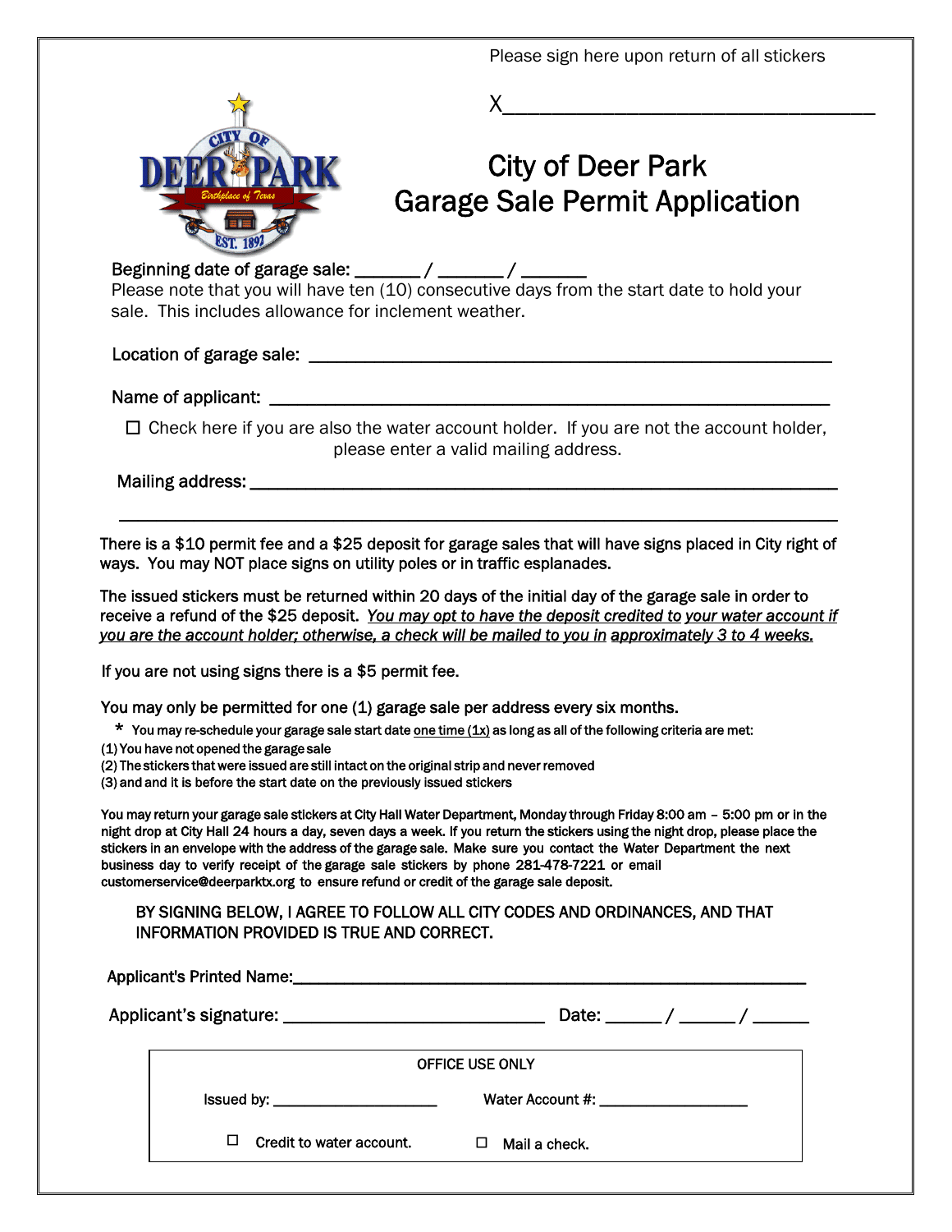Please sign here upon return of all stickers

X___________________________________

# City of Deer Park
# Garage Sale Permit Application

Beginning date of garage sale: _______ / _______ / _______

Please note that you will have ten (10) consecutive days from the start date to hold your sale. This includes allowance for inclement weather.

Location of garage sale: ___________________________________________________________

Name of applicant: ________________________________________________________________

☐ Check here if you are also the water account holder. If you are not the account holder, please enter a valid mailing address.

Mailing address: __________________________________________________________________

__________________________________________________________________________________

There is a $10 permit fee and a $25 deposit for garage sales that will have signs placed in City right of ways. You may NOT place signs on utility poles or in traffic esplanades.

The issued stickers must be returned within 20 days of the initial day of the garage sale in order to receive a refund of the $25 deposit. *You may opt to have the deposit credited to your water account if you are the account holder; otherwise, a check will be mailed to you in approximately 3 to 4 weeks.*

If you are not using signs there is a $5 permit fee.

You may only be permitted for one (1) garage sale per address every six months.

* You may re-schedule your garage sale start date one time (1x) as long as all of the following criteria are met:

(1) You have not opened the garage sale
(2) The stickers that were issued are still intact on the original strip and never removed
(3) and and it is before the start date on the previously issued stickers

You may return your garage sale stickers at City Hall Water Department, Monday through Friday 8:00 am – 5:00 pm or in the night drop at City Hall 24 hours a day, seven days a week. If you return the stickers using the night drop, please place the stickers in an envelope with the address of the garage sale. Make sure you contact the Water Department the next business day to verify receipt of the garage sale stickers by phone 281-478-7221 or email customerservice@deerparktx.org to ensure refund or credit of the garage sale deposit.

BY SIGNING BELOW, I AGREE TO FOLLOW ALL CITY CODES AND ORDINANCES, AND THAT INFORMATION PROVIDED IS TRUE AND CORRECT.

Applicant's Printed Name:_________________________________________________________

Applicant's signature: _____________________________ Date: ______ / ______ / ______

**OFFICE USE ONLY**

Issued by: ____________________ Water Account #: _________________

☐ Credit to water account. ☐ Mail a check.